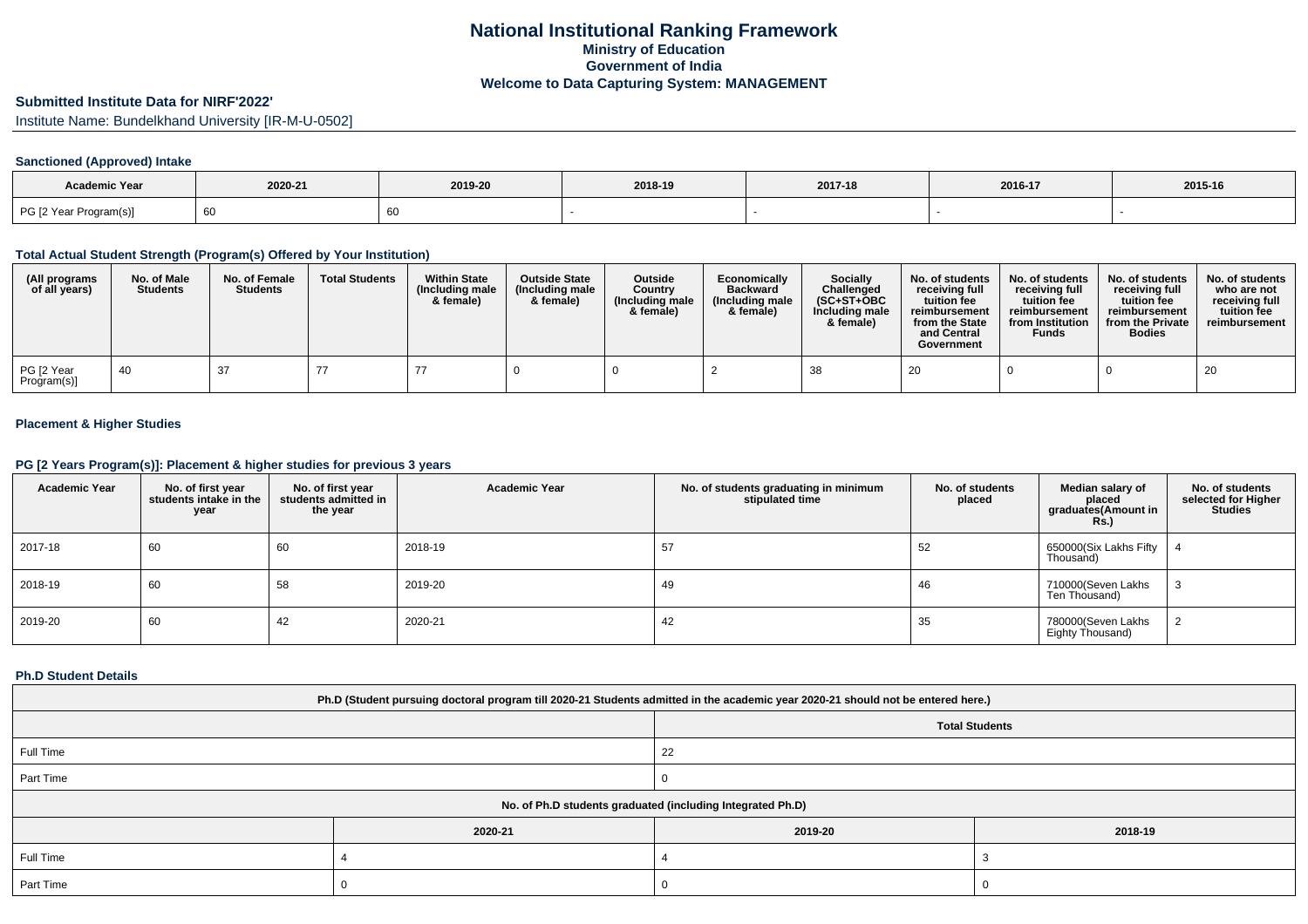# National Institutional Ranking Framework
## Ministry of Education
## Government of India
## Welcome to Data Capturing System: MANAGEMENT

### Submitted Institute Data for NIRF'2022'

Institute Name: Bundelkhand University [IR-M-U-0502]

#### Sanctioned (Approved) Intake

| Academic Year | 2020-21 | 2019-20 | 2018-19 | 2017-18 | 2016-17 | 2015-16 |
|---|---|---|---|---|---|---|
| PG [2 Year Program(s)] | 60 | 60 | - | - | - | - |

#### Total Actual Student Strength (Program(s) Offered by Your Institution)

| (All programs of all years) | No. of Male Students | No. of Female Students | Total Students | Within State (Including male & female) | Outside State (Including male & female) | Outside Country (Including male & female) | Economically Backward (Including male & female) | Socially Challenged (SC+ST+OBC Including male & female) | No. of students receiving full tuition fee reimbursement from the State and Central Government | No. of students receiving full tuition fee reimbursement from Institution Funds | No. of students receiving full tuition fee reimbursement from the Private Bodies | No. of students who are not receiving full tuition fee reimbursement |
|---|---|---|---|---|---|---|---|---|---|---|---|---|
| PG [2 Year Program(s)] | 40 | 37 | 77 | 77 | 0 | 0 | 2 | 38 | 20 | 0 | 0 | 20 |

#### Placement & Higher Studies

#### PG [2 Years Program(s)]: Placement & higher studies for previous 3 years

| Academic Year | No. of first year students intake in the year | No. of first year students admitted in the year | Academic Year | No. of students graduating in minimum stipulated time | No. of students placed | Median salary of placed graduates(Amount in Rs.) | No. of students selected for Higher Studies |
|---|---|---|---|---|---|---|---|
| 2017-18 | 60 | 60 | 2018-19 | 57 | 52 | 650000(Six Lakhs Fifty Thousand) | 4 |
| 2018-19 | 60 | 58 | 2019-20 | 49 | 46 | 710000(Seven Lakhs Ten Thousand) | 3 |
| 2019-20 | 60 | 42 | 2020-21 | 42 | 35 | 780000(Seven Lakhs Eighty Thousand) | 2 |

#### Ph.D Student Details

| Ph.D (Student pursuing doctoral program till 2020-21 Students admitted in the academic year 2020-21 should not be entered here.) | | |
|---|---|---|
| | Total Students | |
| Full Time | 22 | |
| Part Time | 0 | |
| No. of Ph.D students graduated (including Integrated Ph.D) | | |
| | 2020-21 | 2019-20 | 2018-19 |
| Full Time | 4 | 4 | 3 |
| Part Time | 0 | 0 | 0 |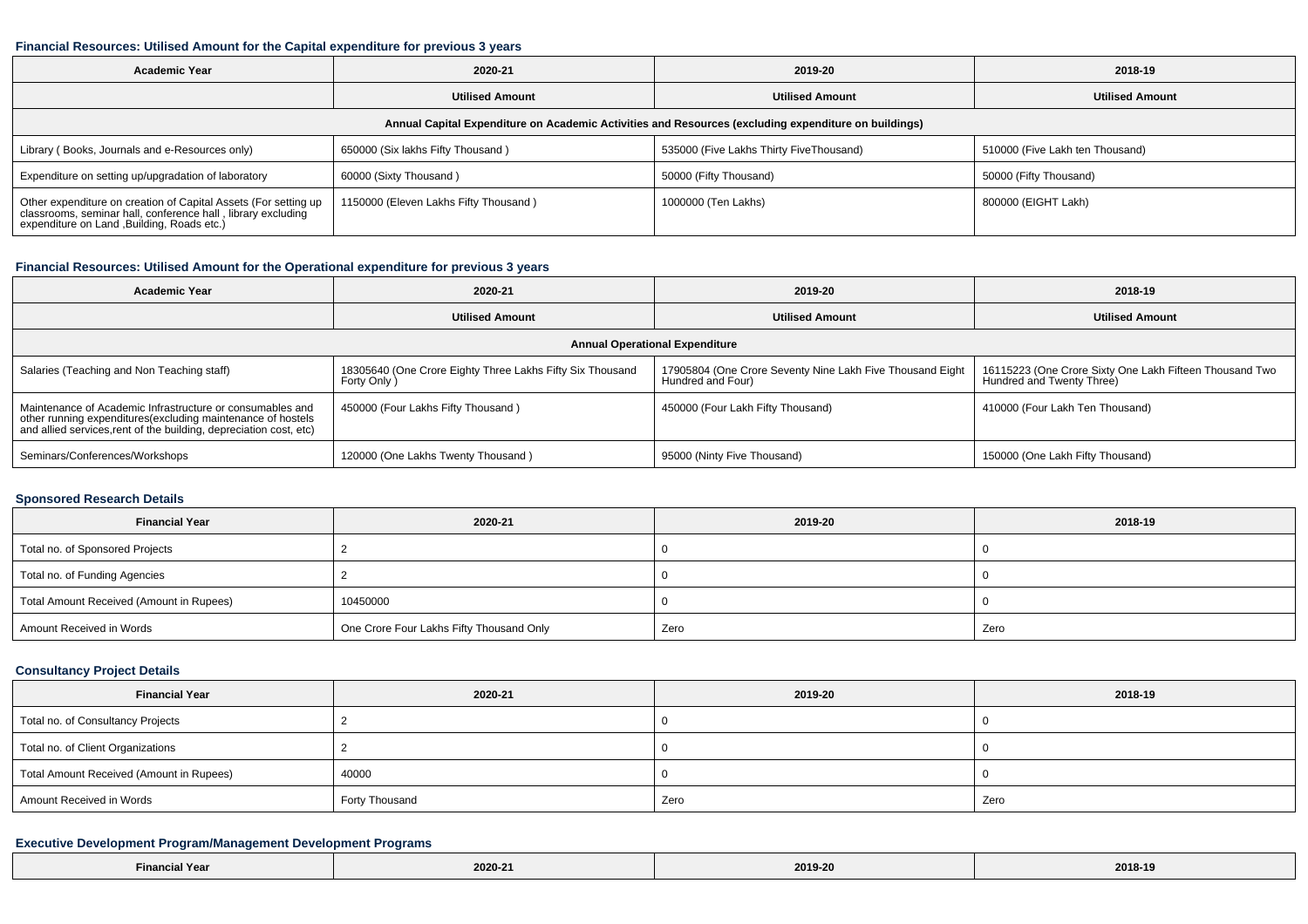### Financial Resources: Utilised Amount for the Capital expenditure for previous 3 years

| Academic Year | 2020-21 | 2019-20 | 2018-19 |
|---|---|---|---|
| | Utilised Amount | Utilised Amount | Utilised Amount |
| Annual Capital Expenditure on Academic Activities and Resources (excluding expenditure on buildings) | | | |
| Library ( Books, Journals and e-Resources only) | 650000 (Six lakhs Fifty Thousand ) | 535000 (Five Lakhs Thirty FiveThousand) | 510000 (Five Lakh ten Thousand) |
| Expenditure on setting up/upgradation of laboratory | 60000 (Sixty Thousand ) | 50000 (Fifty Thousand) | 50000 (Fifty Thousand) |
| Other expenditure on creation of Capital Assets (For setting up classrooms, seminar hall, conference hall , library excluding expenditure on Land ,Building, Roads etc.) | 1150000 (Eleven Lakhs Fifty Thousand ) | 1000000 (Ten Lakhs) | 800000 (EIGHT Lakh) |

### Financial Resources: Utilised Amount for the Operational expenditure for previous 3 years

| Academic Year | 2020-21 | 2019-20 | 2018-19 |
|---|---|---|---|
| | Utilised Amount | Utilised Amount | Utilised Amount |
| Annual Operational Expenditure | | | |
| Salaries (Teaching and Non Teaching staff) | 18305640 (One Crore Eighty Three Lakhs Fifty Six Thousand Forty Only ) | 17905804 (One Crore Seventy Nine Lakh Five Thousand Eight Hundred and Four) | 16115223 (One Crore Sixty One Lakh Fifteen Thousand Two Hundred and Twenty Three) |
| Maintenance of Academic Infrastructure or consumables and other running expenditures(excluding maintenance of hostels and allied services,rent of the building, depreciation cost, etc) | 450000 (Four Lakhs Fifty Thousand ) | 450000 (Four Lakh Fifty Thousand) | 410000 (Four Lakh Ten Thousand) |
| Seminars/Conferences/Workshops | 120000 (One Lakhs Twenty Thousand ) | 95000 (Ninty Five Thousand) | 150000 (One Lakh Fifty Thousand) |

### Sponsored Research Details

| Financial Year | 2020-21 | 2019-20 | 2018-19 |
|---|---|---|---|
| Total no. of Sponsored Projects | 2 | 0 | 0 |
| Total no. of Funding Agencies | 2 | 0 | 0 |
| Total Amount Received (Amount in Rupees) | 10450000 | 0 | 0 |
| Amount Received in Words | One Crore Four Lakhs Fifty Thousand Only | Zero | Zero |

### Consultancy Project Details

| Financial Year | 2020-21 | 2019-20 | 2018-19 |
|---|---|---|---|
| Total no. of Consultancy Projects | 2 | 0 | 0 |
| Total no. of Client Organizations | 2 | 0 | 0 |
| Total Amount Received (Amount in Rupees) | 40000 | 0 | 0 |
| Amount Received in Words | Forty Thousand | Zero | Zero |

### Executive Development Program/Management Development Programs

| Financial Year | 2020-21 | 2019-20 | 2018-19 |
|---|---|---|---|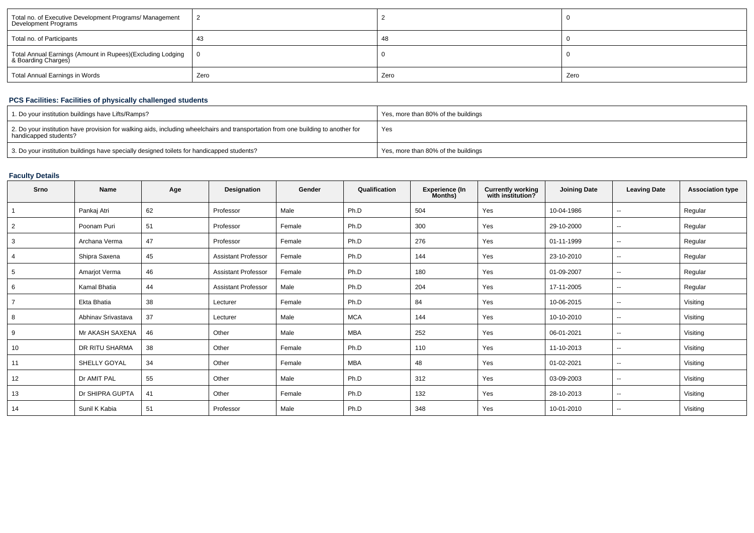| | | | |
|---|---|---|---|
| Total no. of Executive Development Programs/ Management Development Programs | 2 | 2 | 0 |
| Total no. of Participants | 43 | 48 | 0 |
| Total Annual Earnings (Amount in Rupees)(Excluding Lodging & Boarding Charges) | 0 | 0 | 0 |
| Total Annual Earnings in Words | Zero | Zero | Zero |

## PCS Facilities: Facilities of physically challenged students

| | |
|---|---|
| 1. Do your institution buildings have Lifts/Ramps? | Yes, more than 80% of the buildings |
| 2. Do your institution have provision for walking aids, including wheelchairs and transportation from one building to another for handicapped students? | Yes |
| 3. Do your institution buildings have specially designed toilets for handicapped students? | Yes, more than 80% of the buildings |

## Faculty Details

| Srno | Name | Age | Designation | Gender | Qualification | Experience (In Months) | Currently working with institution? | Joining Date | Leaving Date | Association type |
|---|---|---|---|---|---|---|---|---|---|---|
| 1 | Pankaj Atri | 62 | Professor | Male | Ph.D | 504 | Yes | 10-04-1986 | -- | Regular |
| 2 | Poonam Puri | 51 | Professor | Female | Ph.D | 300 | Yes | 29-10-2000 | -- | Regular |
| 3 | Archana Verma | 47 | Professor | Female | Ph.D | 276 | Yes | 01-11-1999 | -- | Regular |
| 4 | Shipra Saxena | 45 | Assistant Professor | Female | Ph.D | 144 | Yes | 23-10-2010 | -- | Regular |
| 5 | Amarjot Verma | 46 | Assistant Professor | Female | Ph.D | 180 | Yes | 01-09-2007 | -- | Regular |
| 6 | Kamal Bhatia | 44 | Assistant Professor | Male | Ph.D | 204 | Yes | 17-11-2005 | -- | Regular |
| 7 | Ekta Bhatia | 38 | Lecturer | Female | Ph.D | 84 | Yes | 10-06-2015 | -- | Visiting |
| 8 | Abhinav Srivastava | 37 | Lecturer | Male | MCA | 144 | Yes | 10-10-2010 | -- | Visiting |
| 9 | Mr AKASH SAXENA | 46 | Other | Male | MBA | 252 | Yes | 06-01-2021 | -- | Visiting |
| 10 | DR RITU SHARMA | 38 | Other | Female | Ph.D | 110 | Yes | 11-10-2013 | -- | Visiting |
| 11 | SHELLY GOYAL | 34 | Other | Female | MBA | 48 | Yes | 01-02-2021 | -- | Visiting |
| 12 | Dr AMIT PAL | 55 | Other | Male | Ph.D | 312 | Yes | 03-09-2003 | -- | Visiting |
| 13 | Dr SHIPRA GUPTA | 41 | Other | Female | Ph.D | 132 | Yes | 28-10-2013 | -- | Visiting |
| 14 | Sunil K Kabia | 51 | Professor | Male | Ph.D | 348 | Yes | 10-01-2010 | -- | Visiting |